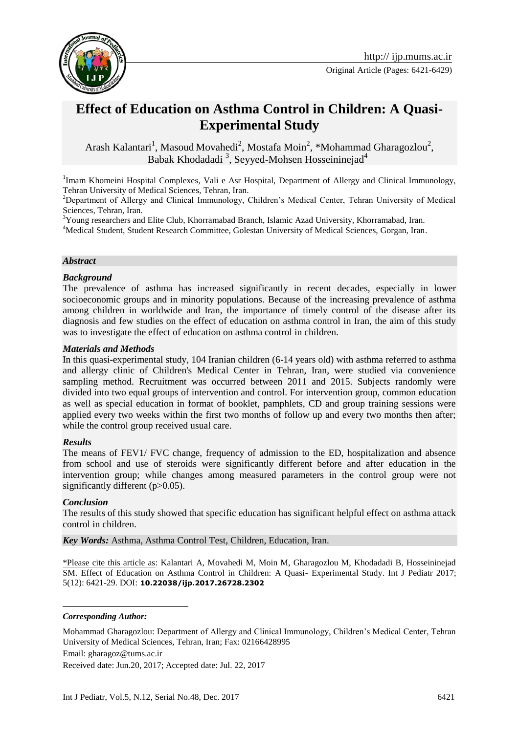Original Article (Pages: 6421-6429)

# Effect of Education on Asthma Control in Children: A Quasi-Experimental Study

Arash Kalantari[1], Masoud Movahedi[2], Mostafa Moin[2], *Mohammad Gharagozlou[2], Babak Khodadadi [3], Seyyed-Mohsen Hosseininejad[4]

[1]Imam Khomeini Hospital Complexes, Vali e Asr Hospital, Department of Allergy and Clinical Immunology, Tehran University of Medical Sciences, Tehran, Iran.

[2]Department of Allergy and Clinical Immunology, Children's Medical Center, Tehran University of Medical Sciences, Tehran, Iran.

[3]Young researchers and Elite Club, Khorramabad Branch, Islamic Azad University, Khorramabad, Iran.

[4]Medical Student, Student Research Committee, Golestan University of Medical Sciences, Gorgan, Iran.

## *Abstract*

### *Background*

The prevalence of asthma has increased significantly in recent decades, especially in lower socioeconomic groups and in minority populations. Because of the increasing prevalence of asthma among children in worldwide and Iran, the importance of timely control of the disease after its diagnosis and few studies on the effect of education on asthma control in Iran, the aim of this study was to investigate the effect of education on asthma control in children.

### *Materials and Methods*

In this quasi-experimental study, 104 Iranian children (6-14 years old) with asthma referred to asthma and allergy clinic of Children's Medical Center in Tehran, Iran, were studied via convenience sampling method. Recruitment was occurred between 2011 and 2015. Subjects randomly were divided into two equal groups of intervention and control. For intervention group, common education as well as special education in format of booklet, pamphlets, CD and group training sessions were applied every two weeks within the first two months of follow up and every two months then after; while the control group received usual care.

### *Results*

The means of FEV1/ FVC change, frequency of admission to the ED, hospitalization and absence from school and use of steroids were significantly different before and after education in the intervention group; while changes among measured parameters in the control group were not significantly different ($p>0.05$).

### *Conclusion*

The results of this study showed that specific education has significant helpful effect on asthma attack control in children.

***Key Words:*** Asthma, Asthma Control Test, Children, Education, Iran.

\*Please cite this article as: Kalantari A, Movahedi M, Moin M, Gharagozlou M, Khodadadi B, Hosseininejad SM. Effect of Education on Asthma Control in Children: A Quasi- Experimental Study. Int J Pediatr 2017; 5(12): 6421-29. DOI: **10.22038/ijp.2017.26728.2302**

***Corresponding Author:***

Mohammad Gharagozlou: Department of Allergy and Clinical Immunology, Children's Medical Center, Tehran University of Medical Sciences, Tehran, Iran; Fax: 02166428995

Email: gharagoz@tums.ac.ir

Received date: Jun.20, 2017; Accepted date: Jul. 22, 2017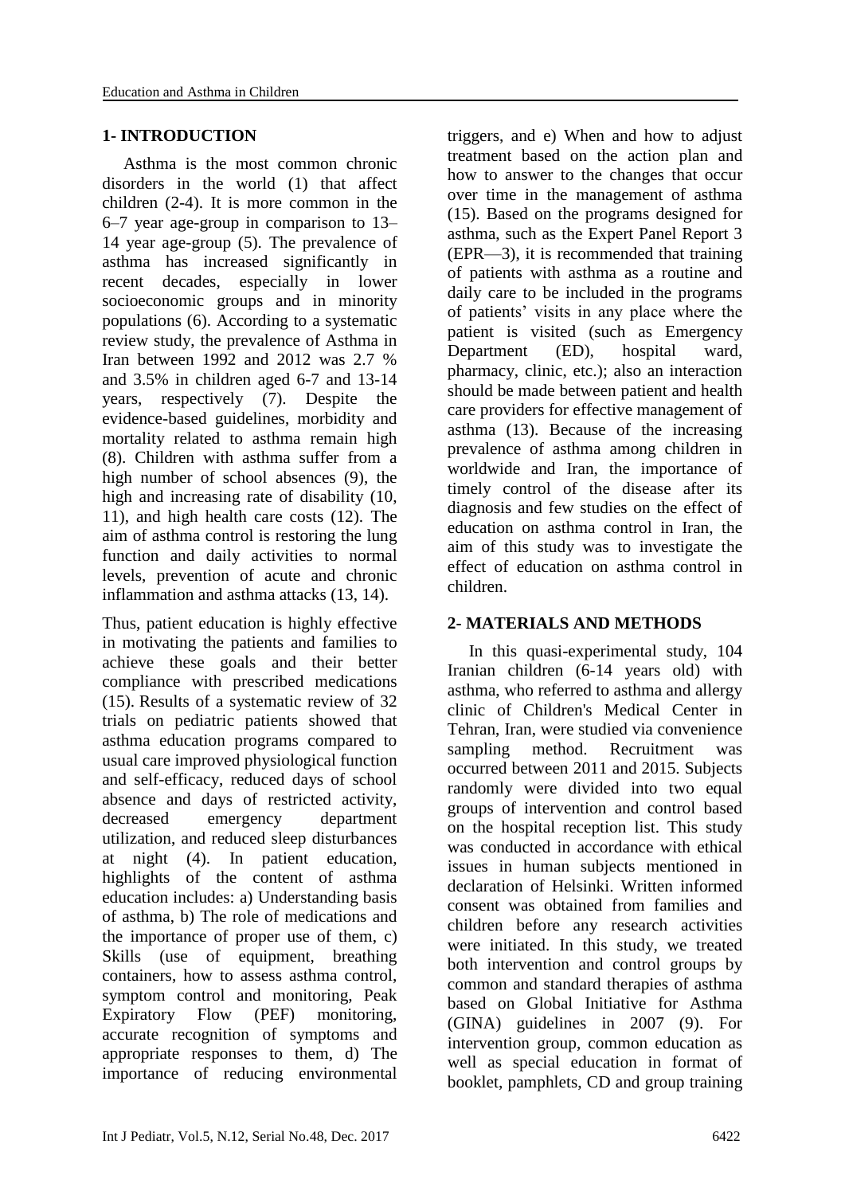## 1- INTRODUCTION

Asthma is the most common chronic disorders in the world (1) that affect children (2-4). It is more common in the 6–7 year age-group in comparison to 13–14 year age-group (5). The prevalence of asthma has increased significantly in recent decades, especially in lower socioeconomic groups and in minority populations (6). According to a systematic review study, the prevalence of Asthma in Iran between 1992 and 2012 was 2.7 % and 3.5% in children aged 6-7 and 13-14 years, respectively (7). Despite the evidence-based guidelines, morbidity and mortality related to asthma remain high (8). Children with asthma suffer from a high number of school absences (9), the high and increasing rate of disability (10, 11), and high health care costs (12). The aim of asthma control is restoring the lung function and daily activities to normal levels, prevention of acute and chronic inflammation and asthma attacks (13, 14).

Thus, patient education is highly effective in motivating the patients and families to achieve these goals and their better compliance with prescribed medications (15). Results of a systematic review of 32 trials on pediatric patients showed that asthma education programs compared to usual care improved physiological function and self-efficacy, reduced days of school absence and days of restricted activity, decreased emergency department utilization, and reduced sleep disturbances at night (4). In patient education, highlights of the content of asthma education includes: a) Understanding basis of asthma, b) The role of medications and the importance of proper use of them, c) Skills (use of equipment, breathing containers, how to assess asthma control, symptom control and monitoring, Peak Expiratory Flow (PEF) monitoring, accurate recognition of symptoms and appropriate responses to them, d) The importance of reducing environmental triggers, and e) When and how to adjust treatment based on the action plan and how to answer to the changes that occur over time in the management of asthma (15). Based on the programs designed for asthma, such as the Expert Panel Report 3 (EPR—3), it is recommended that training of patients with asthma as a routine and daily care to be included in the programs of patients' visits in any place where the patient is visited (such as Emergency Department (ED), hospital ward, pharmacy, clinic, etc.); also an interaction should be made between patient and health care providers for effective management of asthma (13). Because of the increasing prevalence of asthma among children in worldwide and Iran, the importance of timely control of the disease after its diagnosis and few studies on the effect of education on asthma control in Iran, the aim of this study was to investigate the effect of education on asthma control in children.

## 2- MATERIALS AND METHODS

In this quasi-experimental study, 104 Iranian children (6-14 years old) with asthma, who referred to asthma and allergy clinic of Children's Medical Center in Tehran, Iran, were studied via convenience sampling method. Recruitment was occurred between 2011 and 2015. Subjects randomly were divided into two equal groups of intervention and control based on the hospital reception list. This study was conducted in accordance with ethical issues in human subjects mentioned in declaration of Helsinki. Written informed consent was obtained from families and children before any research activities were initiated. In this study, we treated both intervention and control groups by common and standard therapies of asthma based on Global Initiative for Asthma (GINA) guidelines in 2007 (9). For intervention group, common education as well as special education in format of booklet, pamphlets, CD and group training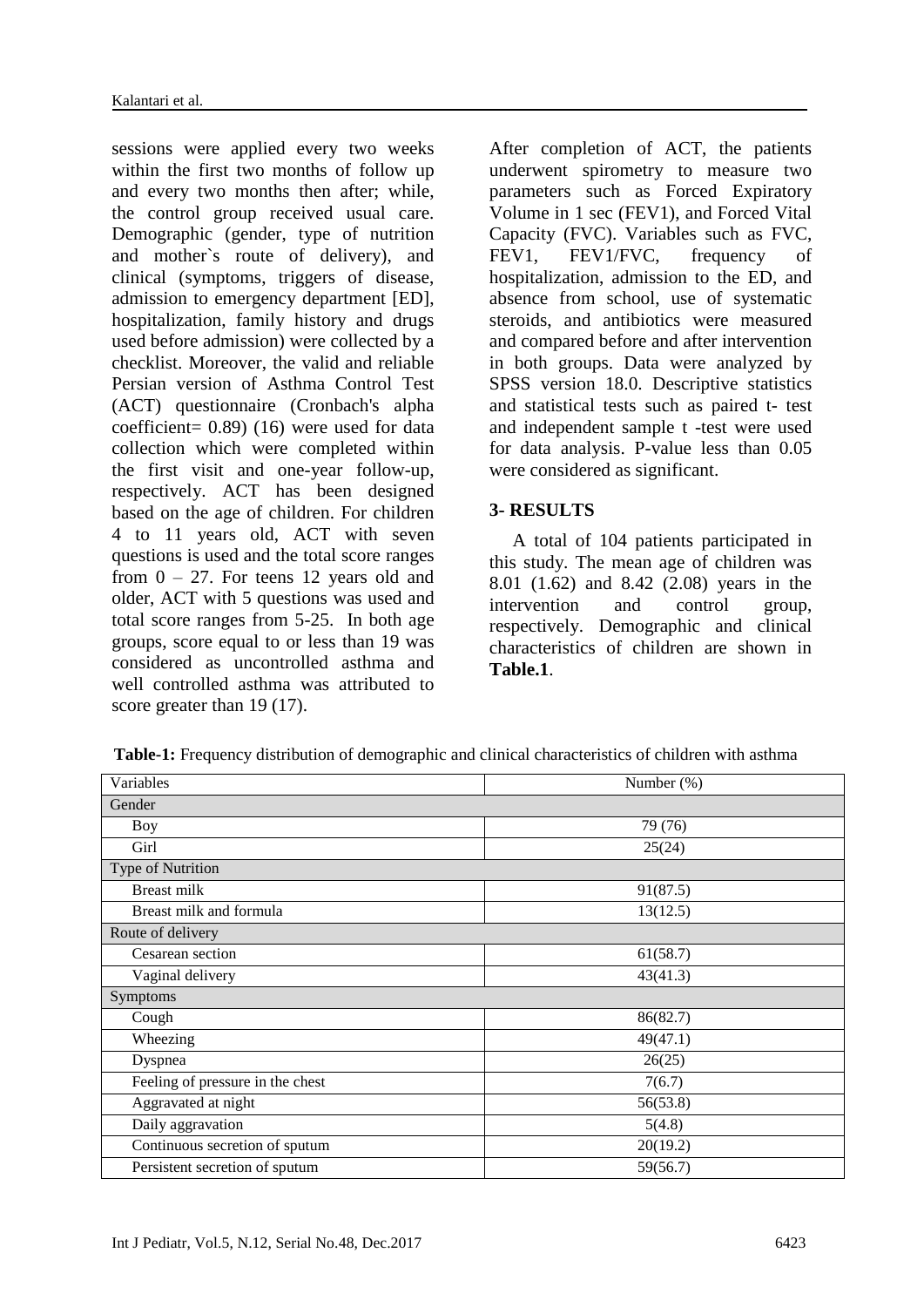sessions were applied every two weeks within the first two months of follow up and every two months then after; while, the control group received usual care. Demographic (gender, type of nutrition and mother`s route of delivery), and clinical (symptoms, triggers of disease, admission to emergency department [ED], hospitalization, family history and drugs used before admission) were collected by a checklist. Moreover, the valid and reliable Persian version of Asthma Control Test (ACT) questionnaire (Cronbach's alpha coefficient= 0.89) (16) were used for data collection which were completed within the first visit and one-year follow-up, respectively. ACT has been designed based on the age of children. For children 4 to 11 years old, ACT with seven questions is used and the total score ranges from 0 – 27. For teens 12 years old and older, ACT with 5 questions was used and total score ranges from 5-25. In both age groups, score equal to or less than 19 was considered as uncontrolled asthma and well controlled asthma was attributed to score greater than 19 (17).

After completion of ACT, the patients underwent spirometry to measure two parameters such as Forced Expiratory Volume in 1 sec (FEV1), and Forced Vital Capacity (FVC). Variables such as FVC, FEV1, FEV1/FVC, frequency of hospitalization, admission to the ED, and absence from school, use of systematic steroids, and antibiotics were measured and compared before and after intervention in both groups. Data were analyzed by SPSS version 18.0. Descriptive statistics and statistical tests such as paired t- test and independent sample t -test were used for data analysis. P-value less than 0.05 were considered as significant.

## 3- RESULTS

A total of 104 patients participated in this study. The mean age of children was 8.01 (1.62) and 8.42 (2.08) years in the intervention and control group, respectively. Demographic and clinical characteristics of children are shown in **Table.1**.

**Table-1:** Frequency distribution of demographic and clinical characteristics of children with asthma

| Variables | Number (%) |
|---|---|
| Gender | |
| Boy | 79 (76) |
| Girl | 25(24) |
| Type of Nutrition | |
| Breast milk | 91(87.5) |
| Breast milk and formula | 13(12.5) |
| Route of delivery | |
| Cesarean section | 61(58.7) |
| Vaginal delivery | 43(41.3) |
| Symptoms | |
| Cough | 86(82.7) |
| Wheezing | 49(47.1) |
| Dyspnea | 26(25) |
| Feeling of pressure in the chest | 7(6.7) |
| Aggravated at night | 56(53.8) |
| Daily aggravation | 5(4.8) |
| Continuous secretion of sputum | 20(19.2) |
| Persistent secretion of sputum | 59(56.7) |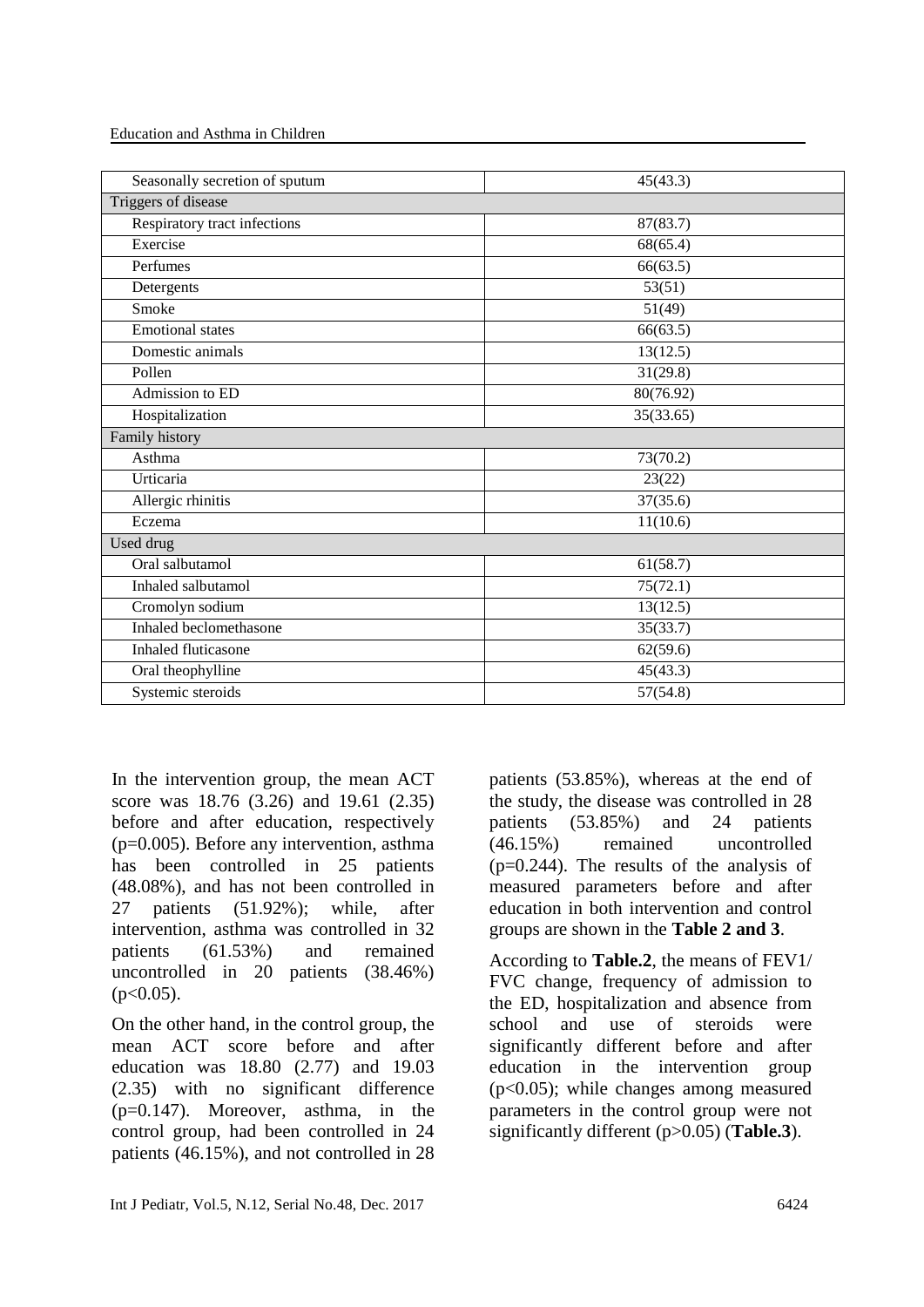| | |
|---|---|
| Seasonally secretion of sputum | 45(43.3) |
| Triggers of disease | |
| Respiratory tract infections | 87(83.7) |
| Exercise | 68(65.4) |
| Perfumes | 66(63.5) |
| Detergents | 53(51) |
| Smoke | 51(49) |
| Emotional states | 66(63.5) |
| Domestic animals | 13(12.5) |
| Pollen | 31(29.8) |
| Admission to ED | 80(76.92) |
| Hospitalization | 35(33.65) |
| Family history | |
| Asthma | 73(70.2) |
| Urticaria | 23(22) |
| Allergic rhinitis | 37(35.6) |
| Eczema | 11(10.6) |
| Used drug | |
| Oral salbutamol | 61(58.7) |
| Inhaled salbutamol | 75(72.1) |
| Cromolyn sodium | 13(12.5) |
| Inhaled beclomethasone | 35(33.7) |
| Inhaled fluticasone | 62(59.6) |
| Oral theophylline | 45(43.3) |
| Systemic steroids | 57(54.8) |

In the intervention group, the mean ACT score was 18.76 (3.26) and 19.61 (2.35) before and after education, respectively ($p=0.005$). Before any intervention, asthma has been controlled in 25 patients (48.08%), and has not been controlled in 27 patients (51.92%); while, after intervention, asthma was controlled in 32 patients (61.53%) and remained uncontrolled in 20 patients (38.46%) ($p<0.05$).

On the other hand, in the control group, the mean ACT score before and after education was 18.80 (2.77) and 19.03 (2.35) with no significant difference ($p=0.147$). Moreover, asthma, in the control group, had been controlled in 24 patients (46.15%), and not controlled in 28 patients (53.85%), whereas at the end of the study, the disease was controlled in 28 patients (53.85%) and 24 patients (46.15%) remained uncontrolled ($p=0.244$). The results of the analysis of measured parameters before and after education in both intervention and control groups are shown in the **Table 2 and 3**.

According to **Table.2**, the means of FEV1/ FVC change, frequency of admission to the ED, hospitalization and absence from school and use of steroids were significantly different before and after education in the intervention group ($p<0.05$); while changes among measured parameters in the control group were not significantly different ($p>0.05$) (**Table.3**).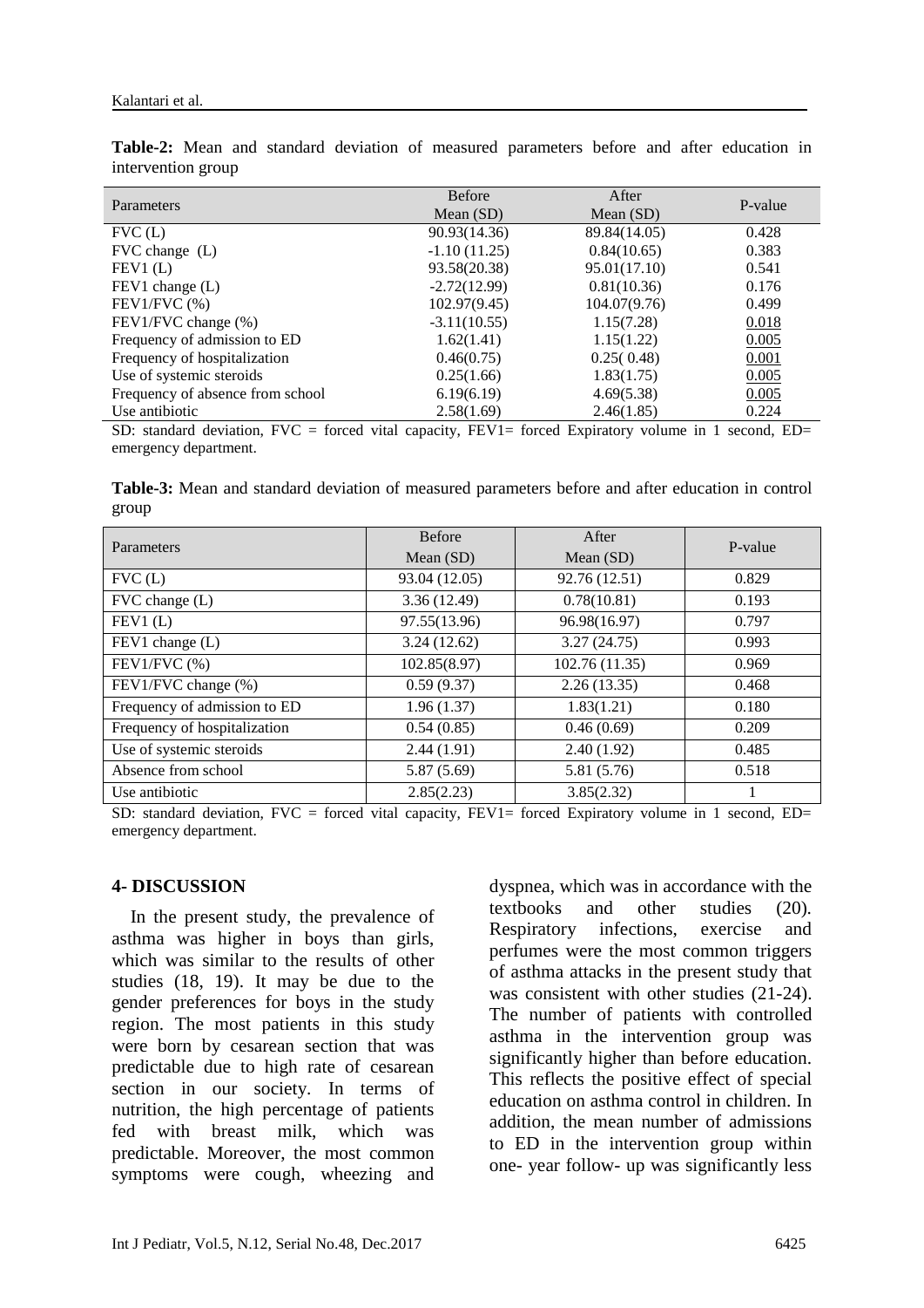**Table-2:** Mean and standard deviation of measured parameters before and after education in intervention group

| Parameters | Before Mean (SD) | After Mean (SD) | P-value |
|---|---|---|---|
| FVC (L) | 90.93(14.36) | 89.84(14.05) | 0.428 |
| FVC change (L) | -1.10 (11.25) | 0.84(10.65) | 0.383 |
| FEV1 (L) | 93.58(20.38) | 95.01(17.10) | 0.541 |
| FEV1 change (L) | -2.72(12.99) | 0.81(10.36) | 0.176 |
| FEV1/FVC (%) | 102.97(9.45) | 104.07(9.76) | 0.499 |
| FEV1/FVC change (%) | -3.11(10.55) | 1.15(7.28) | 0.018 |
| Frequency of admission to ED | 1.62(1.41) | 1.15(1.22) | 0.005 |
| Frequency of hospitalization | 0.46(0.75) | 0.25( 0.48) | 0.001 |
| Use of systemic steroids | 0.25(1.66) | 1.83(1.75) | 0.005 |
| Frequency of absence from school | 6.19(6.19) | 4.69(5.38) | 0.005 |
| Use antibiotic | 2.58(1.69) | 2.46(1.85) | 0.224 |

SD: standard deviation, FVC = forced vital capacity, FEV1= forced Expiratory volume in 1 second, ED= emergency department.

**Table-3:** Mean and standard deviation of measured parameters before and after education in control group

| Parameters | Before Mean (SD) | After Mean (SD) | P-value |
|---|---|---|---|
| FVC (L) | 93.04 (12.05) | 92.76 (12.51) | 0.829 |
| FVC change (L) | 3.36 (12.49) | 0.78(10.81) | 0.193 |
| FEV1 (L) | 97.55(13.96) | 96.98(16.97) | 0.797 |
| FEV1 change (L) | 3.24 (12.62) | 3.27 (24.75) | 0.993 |
| FEV1/FVC (%) | 102.85(8.97) | 102.76 (11.35) | 0.969 |
| FEV1/FVC change (%) | 0.59 (9.37) | 2.26 (13.35) | 0.468 |
| Frequency of admission to ED | 1.96 (1.37) | 1.83(1.21) | 0.180 |
| Frequency of hospitalization | 0.54 (0.85) | 0.46 (0.69) | 0.209 |
| Use of systemic steroids | 2.44 (1.91) | 2.40 (1.92) | 0.485 |
| Absence from school | 5.87 (5.69) | 5.81 (5.76) | 0.518 |
| Use antibiotic | 2.85(2.23) | 3.85(2.32) | 1 |

SD: standard deviation, FVC = forced vital capacity, FEV1= forced Expiratory volume in 1 second, ED= emergency department.

## 4- DISCUSSION

In the present study, the prevalence of asthma was higher in boys than girls, which was similar to the results of other studies (18, 19). It may be due to the gender preferences for boys in the study region. The most patients in this study were born by cesarean section that was predictable due to high rate of cesarean section in our society. In terms of nutrition, the high percentage of patients fed with breast milk, which was predictable. Moreover, the most common symptoms were cough, wheezing and dyspnea, which was in accordance with the textbooks and other studies (20). Respiratory infections, exercise and perfumes were the most common triggers of asthma attacks in the present study that was consistent with other studies (21-24). The number of patients with controlled asthma in the intervention group was significantly higher than before education. This reflects the positive effect of special education on asthma control in children. In addition, the mean number of admissions to ED in the intervention group within one- year follow- up was significantly less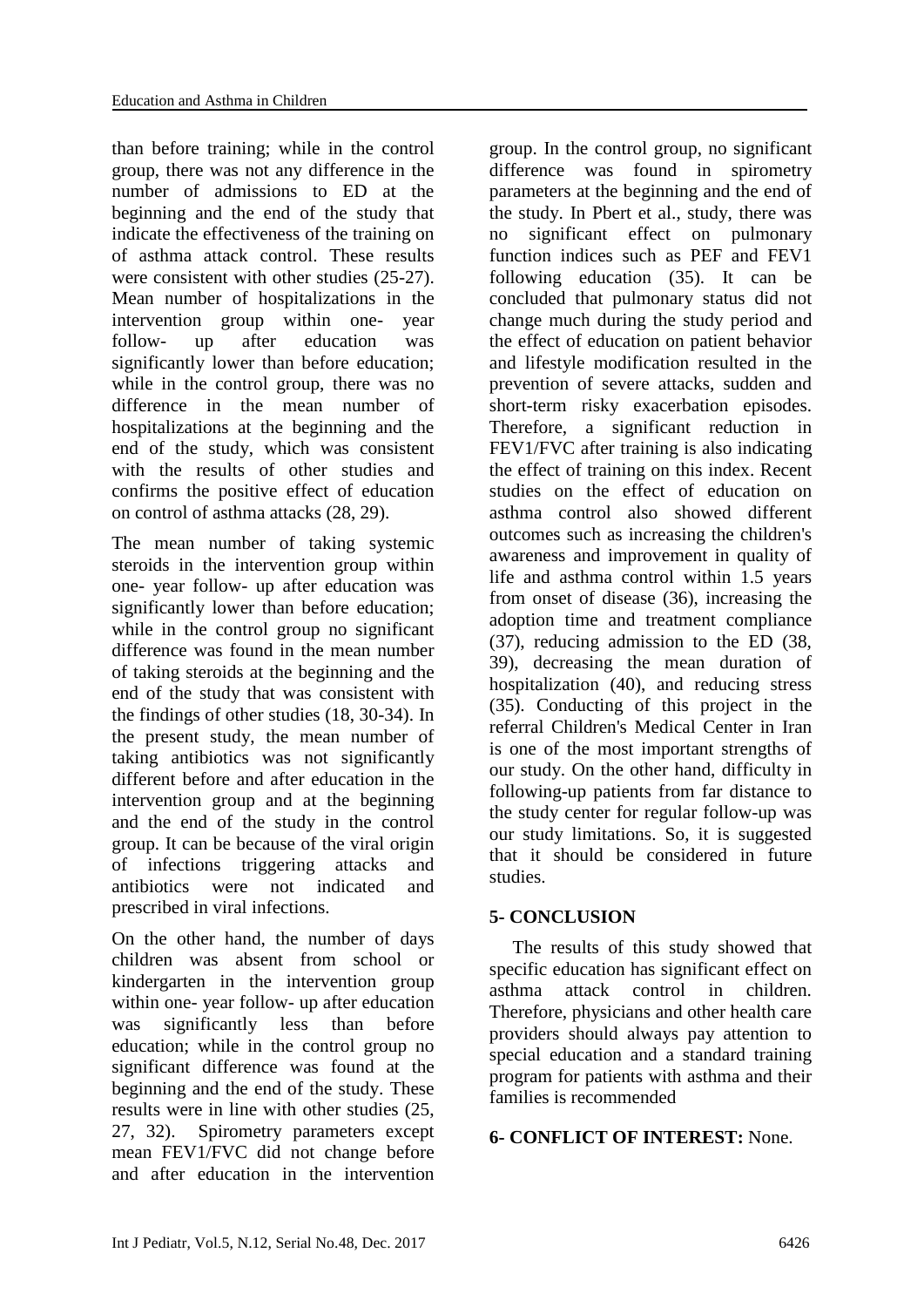than before training; while in the control group, there was not any difference in the number of admissions to ED at the beginning and the end of the study that indicate the effectiveness of the training on of asthma attack control. These results were consistent with other studies (25-27). Mean number of hospitalizations in the intervention group within one- year follow- up after education was significantly lower than before education; while in the control group, there was no difference in the mean number of hospitalizations at the beginning and the end of the study, which was consistent with the results of other studies and confirms the positive effect of education on control of asthma attacks (28, 29).

The mean number of taking systemic steroids in the intervention group within one- year follow- up after education was significantly lower than before education; while in the control group no significant difference was found in the mean number of taking steroids at the beginning and the end of the study that was consistent with the findings of other studies (18, 30-34). In the present study, the mean number of taking antibiotics was not significantly different before and after education in the intervention group and at the beginning and the end of the study in the control group. It can be because of the viral origin of infections triggering attacks and antibiotics were not indicated and prescribed in viral infections.

On the other hand, the number of days children was absent from school or kindergarten in the intervention group within one- year follow- up after education was significantly less than before education; while in the control group no significant difference was found at the beginning and the end of the study. These results were in line with other studies (25, 27, 32). Spirometry parameters except mean FEV1/FVC did not change before and after education in the intervention group. In the control group, no significant difference was found in spirometry parameters at the beginning and the end of the study. In Pbert et al., study, there was no significant effect on pulmonary function indices such as PEF and FEV1 following education (35). It can be concluded that pulmonary status did not change much during the study period and the effect of education on patient behavior and lifestyle modification resulted in the prevention of severe attacks, sudden and short-term risky exacerbation episodes. Therefore, a significant reduction in FEV1/FVC after training is also indicating the effect of training on this index. Recent studies on the effect of education on asthma control also showed different outcomes such as increasing the children's awareness and improvement in quality of life and asthma control within 1.5 years from onset of disease (36), increasing the adoption time and treatment compliance (37), reducing admission to the ED (38, 39), decreasing the mean duration of hospitalization (40), and reducing stress (35). Conducting of this project in the referral Children's Medical Center in Iran is one of the most important strengths of our study. On the other hand, difficulty in following-up patients from far distance to the study center for regular follow-up was our study limitations. So, it is suggested that it should be considered in future studies.

## 5- CONCLUSION

The results of this study showed that specific education has significant effect on asthma attack control in children. Therefore, physicians and other health care providers should always pay attention to special education and a standard training program for patients with asthma and their families is recommended

## 6- CONFLICT OF INTEREST: None.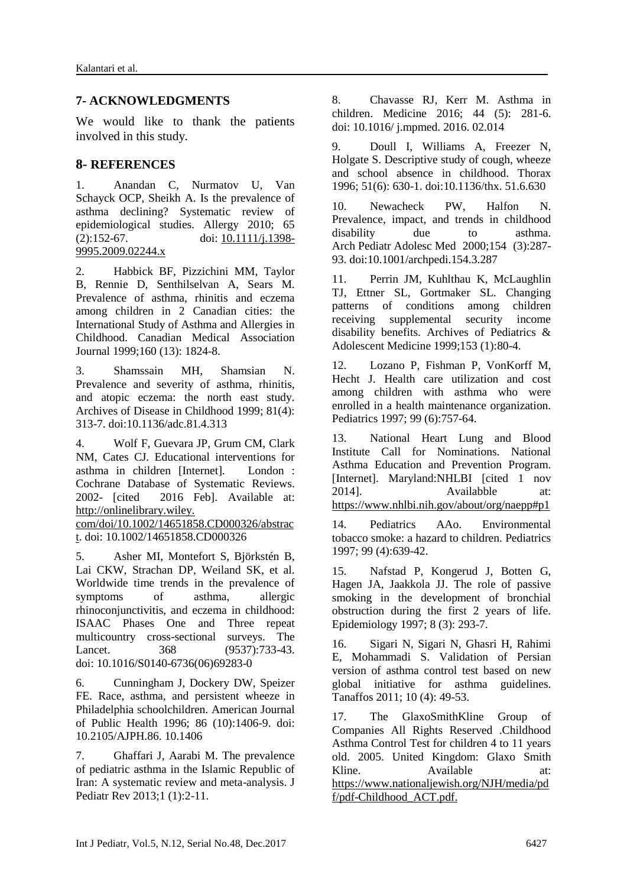## 7- ACKNOWLEDGMENTS

We would like to thank the patients involved in this study.

## 8- REFERENCES

1. Anandan C, Nurmatov U, Van Schayck OCP, Sheikh A. Is the prevalence of asthma declining? Systematic review of epidemiological studies. Allergy 2010; 65 (2):152-67. doi: 10.1111/j.1398-9995.2009.02244.x

2. Habbick BF, Pizzichini MM, Taylor B, Rennie D, Senthilselvan A, Sears M. Prevalence of asthma, rhinitis and eczema among children in 2 Canadian cities: the International Study of Asthma and Allergies in Childhood. Canadian Medical Association Journal 1999;160 (13): 1824-8.

3. Shamssain MH, Shamsian N. Prevalence and severity of asthma, rhinitis, and atopic eczema: the north east study. Archives of Disease in Childhood 1999; 81(4): 313-7. doi:10.1136/adc.81.4.313

4. Wolf F, Guevara JP, Grum CM, Clark NM, Cates CJ. Educational interventions for asthma in children [Internet]. London : Cochrane Database of Systematic Reviews. 2002- [cited 2016 Feb]. Available at: http://onlinelibrary.wiley.com/doi/10.1002/14651858.CD000326/abstract. doi: 10.1002/14651858.CD000326

5. Asher MI, Montefort S, Björkstén B, Lai CKW, Strachan DP, Weiland SK, et al. Worldwide time trends in the prevalence of symptoms of asthma, allergic rhinoconjunctivitis, and eczema in childhood: ISAAC Phases One and Three repeat multicountry cross-sectional surveys. The Lancet. 368 (9537):733-43. doi: 10.1016/S0140-6736(06)69283-0

6. Cunningham J, Dockery DW, Speizer FE. Race, asthma, and persistent wheeze in Philadelphia schoolchildren. American Journal of Public Health 1996; 86 (10):1406-9. doi: 10.2105/AJPH.86. 10.1406

7. Ghaffari J, Aarabi M. The prevalence of pediatric asthma in the Islamic Republic of Iran: A systematic review and meta-analysis. J Pediatr Rev 2013;1 (1):2-11.

8. Chavasse RJ, Kerr M. Asthma in children. Medicine 2016; 44 (5): 281-6. doi: 10.1016/ j.mpmed. 2016. 02.014

9. Doull I, Williams A, Freezer N, Holgate S. Descriptive study of cough, wheeze and school absence in childhood. Thorax 1996; 51(6): 630-1. doi:10.1136/thx. 51.6.630

10. Newacheck PW, Halfon N. Prevalence, impact, and trends in childhood disability due to asthma. Arch Pediatr Adolesc Med 2000;154 (3):287-93. doi:10.1001/archpedi.154.3.287

11. Perrin JM, Kuhlthau K, McLaughlin TJ, Ettner SL, Gortmaker SL. Changing patterns of conditions among children receiving supplemental security income disability benefits. Archives of Pediatrics & Adolescent Medicine 1999;153 (1):80-4.

12. Lozano P, Fishman P, VonKorff M, Hecht J. Health care utilization and cost among children with asthma who were enrolled in a health maintenance organization. Pediatrics 1997; 99 (6):757-64.

13. National Heart Lung and Blood Institute Call for Nominations. National Asthma Education and Prevention Program. [Internet]. Maryland:NHLBI [cited 1 nov 2014]. Availabble at: https://www.nhlbi.nih.gov/about/org/naepp#p1

14. Pediatrics AAo. Environmental tobacco smoke: a hazard to children. Pediatrics 1997; 99 (4):639-42.

15. Nafstad P, Kongerud J, Botten G, Hagen JA, Jaakkola JJ. The role of passive smoking in the development of bronchial obstruction during the first 2 years of life. Epidemiology 1997; 8 (3): 293-7.

16. Sigari N, Sigari N, Ghasri H, Rahimi E, Mohammadi S. Validation of Persian version of asthma control test based on new global initiative for asthma guidelines. Tanaffos 2011; 10 (4): 49-53.

17. The GlaxoSmithKline Group of Companies All Rights Reserved .Childhood Asthma Control Test for children 4 to 11 years old. 2005. United Kingdom: Glaxo Smith Kline. Available at: https://www.nationaljewish.org/NJH/media/pdf/pdf-Childhood_ACT.pdf.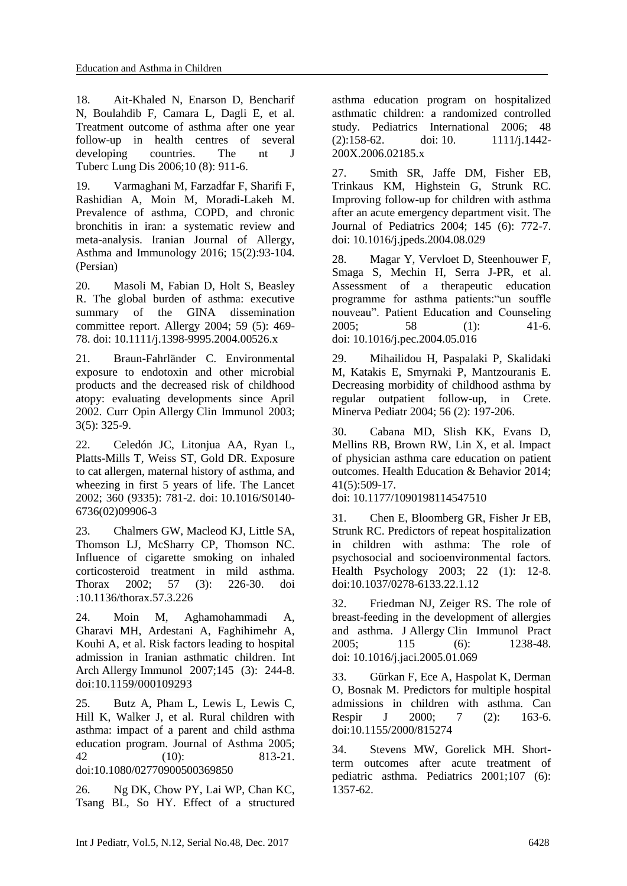18. Ait-Khaled N, Enarson D, Bencharif N, Boulahdib F, Camara L, Dagli E, et al. Treatment outcome of asthma after one year follow-up in health centres of several developing countries. The nt J Tuberc Lung Dis 2006;10 (8): 911-6.

19. Varmaghani M, Farzadfar F, Sharifi F, Rashidian A, Moin M, Moradi-Lakeh M. Prevalence of asthma, COPD, and chronic bronchitis in iran: a systematic review and meta-analysis. Iranian Journal of Allergy, Asthma and Immunology 2016; 15(2):93-104. (Persian)

20. Masoli M, Fabian D, Holt S, Beasley R. The global burden of asthma: executive summary of the GINA dissemination committee report. Allergy 2004; 59 (5): 469-78. doi: 10.1111/j.1398-9995.2004.00526.x

21. Braun-Fahrländer C. Environmental exposure to endotoxin and other microbial products and the decreased risk of childhood atopy: evaluating developments since April 2002. Curr Opin Allergy Clin Immunol 2003; 3(5): 325-9.

22. Celedón JC, Litonjua AA, Ryan L, Platts-Mills T, Weiss ST, Gold DR. Exposure to cat allergen, maternal history of asthma, and wheezing in first 5 years of life. The Lancet 2002; 360 (9335): 781-2. doi: 10.1016/S0140-6736(02)09906-3

23. Chalmers GW, Macleod KJ, Little SA, Thomson LJ, McSharry CP, Thomson NC. Influence of cigarette smoking on inhaled corticosteroid treatment in mild asthma. Thorax 2002; 57 (3): 226-30. doi :10.1136/thorax.57.3.226

24. Moin M, Aghamohammadi A, Gharavi MH, Ardestani A, Faghihimehr A, Kouhi A, et al. Risk factors leading to hospital admission in Iranian asthmatic children. Int Arch Allergy Immunol 2007;145 (3): 244-8. doi:10.1159/000109293

25. Butz A, Pham L, Lewis L, Lewis C, Hill K, Walker J, et al. Rural children with asthma: impact of a parent and child asthma education program. Journal of Asthma 2005; 42 (10): 813-21. doi:10.1080/02770900500369850

26. Ng DK, Chow PY, Lai WP, Chan KC, Tsang BL, So HY. Effect of a structured asthma education program on hospitalized asthmatic children: a randomized controlled study. Pediatrics International 2006; 48 (2):158-62. doi: 10. 1111/j.1442-200X.2006.02185.x

27. Smith SR, Jaffe DM, Fisher EB, Trinkaus KM, Highstein G, Strunk RC. Improving follow-up for children with asthma after an acute emergency department visit. The Journal of Pediatrics 2004; 145 (6): 772-7. doi: 10.1016/j.jpeds.2004.08.029

28. Magar Y, Vervloet D, Steenhouwer F, Smaga S, Mechin H, Serra J-PR, et al. Assessment of a therapeutic education programme for asthma patients:"un souffle nouveau". Patient Education and Counseling 2005; 58 (1): 41-6. doi: 10.1016/j.pec.2004.05.016

29. Mihailidou H, Paspalaki P, Skalidaki M, Katakis E, Smyrnaki P, Mantzouranis E. Decreasing morbidity of childhood asthma by regular outpatient follow-up, in Crete. Minerva Pediatr 2004; 56 (2): 197-206.

30. Cabana MD, Slish KK, Evans D, Mellins RB, Brown RW, Lin X, et al. Impact of physician asthma care education on patient outcomes. Health Education & Behavior 2014; 41(5):509-17. doi: 10.1177/1090198114547510

31. Chen E, Bloomberg GR, Fisher Jr EB, Strunk RC. Predictors of repeat hospitalization in children with asthma: The role of psychosocial and socioenvironmental factors. Health Psychology 2003; 22 (1): 12-8. doi:10.1037/0278-6133.22.1.12

32. Friedman NJ, Zeiger RS. The role of breast-feeding in the development of allergies and asthma. J Allergy Clin Immunol Pract 2005; 115 (6): 1238-48. doi: 10.1016/j.jaci.2005.01.069

33. Gürkan F, Ece A, Haspolat K, Derman O, Bosnak M. Predictors for multiple hospital admissions in children with asthma. Can Respir J 2000; 7 (2): 163-6. doi:10.1155/2000/815274

34. Stevens MW, Gorelick MH. Short-term outcomes after acute treatment of pediatric asthma. Pediatrics 2001;107 (6): 1357-62.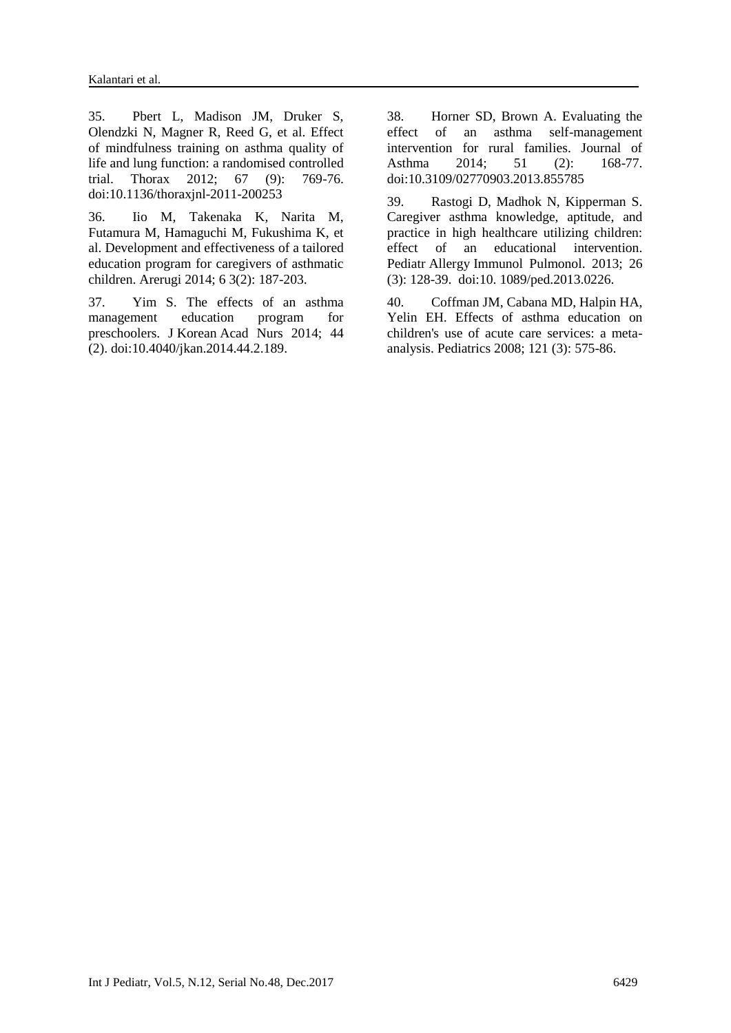35. Pbert L, Madison JM, Druker S, Olendzki N, Magner R, Reed G, et al. Effect of mindfulness training on asthma quality of life and lung function: a randomised controlled trial. Thorax 2012; 67 (9): 769-76. doi:10.1136/thoraxjnl-2011-200253

36. Iio M, Takenaka K, Narita M, Futamura M, Hamaguchi M, Fukushima K, et al. Development and effectiveness of a tailored education program for caregivers of asthmatic children. Arerugi 2014; 6 3(2): 187-203.

37. Yim S. The effects of an asthma management education program for preschoolers. J Korean Acad Nurs 2014; 44 (2). doi:10.4040/jkan.2014.44.2.189.

38. Horner SD, Brown A. Evaluating the effect of an asthma self-management intervention for rural families. Journal of Asthma 2014; 51 (2): 168-77. doi:10.3109/02770903.2013.855785

39. Rastogi D, Madhok N, Kipperman S. Caregiver asthma knowledge, aptitude, and practice in high healthcare utilizing children: effect of an educational intervention. Pediatr Allergy Immunol Pulmonol. 2013; 26 (3): 128-39. doi:10. 1089/ped.2013.0226.

40. Coffman JM, Cabana MD, Halpin HA, Yelin EH. Effects of asthma education on children's use of acute care services: a meta-analysis. Pediatrics 2008; 121 (3): 575-86.